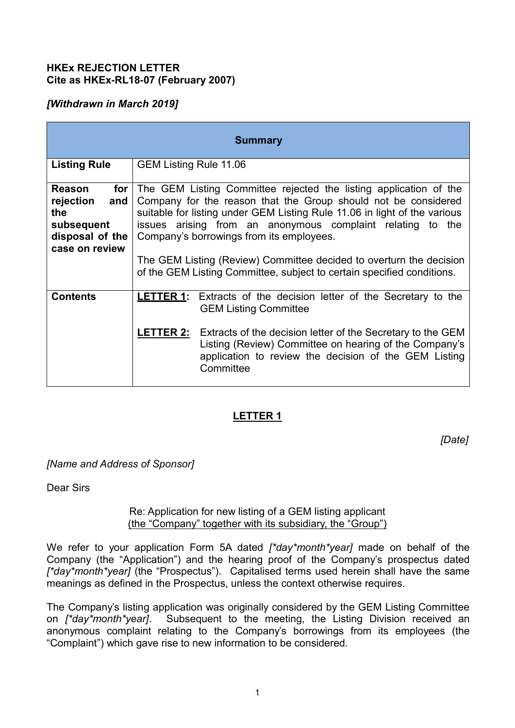**HKEx REJECTION LETTER**
**Cite as HKEx-RL18-07 (February 2007)**

***[Withdrawn in March 2019]***

| **Summary** | |
|---|---|
| **Listing Rule** | GEM Listing Rule 11.06 |
| **Reason for rejection and the subsequent disposal of the case on review** | The GEM Listing Committee rejected the listing application of the Company for the reason that the Group should not be considered suitable for listing under GEM Listing Rule 11.06 in light of the various issues arising from an anonymous complaint relating to the Company's borrowings from its employees.<br><br>The GEM Listing (Review) Committee decided to overturn the decision of the GEM Listing Committee, subject to certain specified conditions. |
| **Contents** | **<u>LETTER 1</u>:** Extracts of the decision letter of the Secretary to the GEM Listing Committee<br><br>**<u>LETTER 2:</u>** Extracts of the decision letter of the Secretary to the GEM Listing (Review) Committee on hearing of the Company's application to review the decision of the GEM Listing Committee |

## LETTER 1

*[Date]*

*[Name and Address of Sponsor]*

Dear Sirs

Re: Application for new listing of a GEM listing applicant
<u>(the "Company" together with its subsidiary, the "Group")</u>

We refer to your application Form 5A dated *[*day*month*year]* made on behalf of the Company (the "Application") and the hearing proof of the Company's prospectus dated *[*day*month*year]* (the "Prospectus"). Capitalised terms used herein shall have the same meanings as defined in the Prospectus, unless the context otherwise requires.

The Company's listing application was originally considered by the GEM Listing Committee on *[*day*month*year]*. Subsequent to the meeting, the Listing Division received an anonymous complaint relating to the Company's borrowings from its employees (the "Complaint") which gave rise to new information to be considered.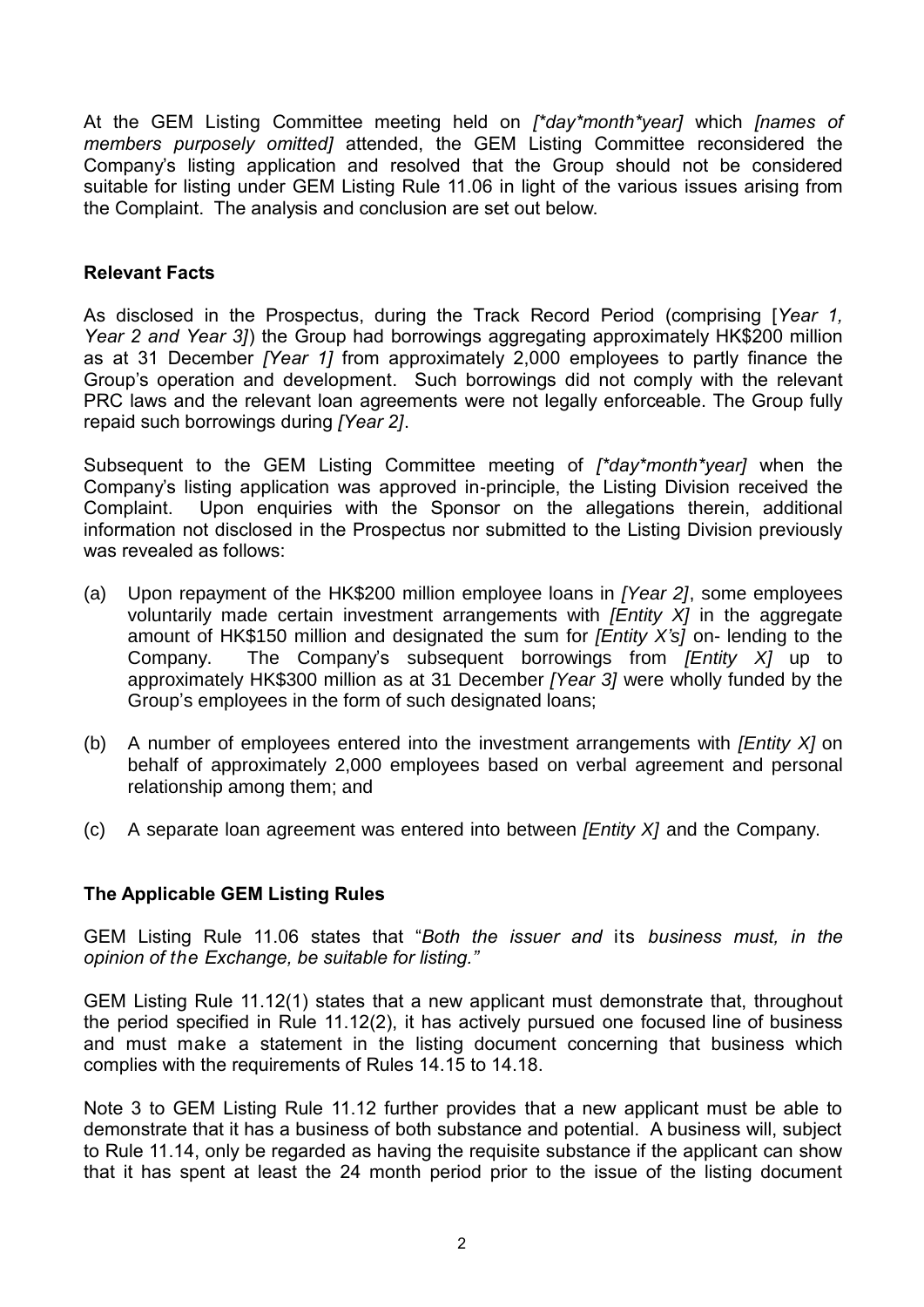At the GEM Listing Committee meeting held on *[\*day\*month\*year]* which *[names of members purposely omitted]* attended, the GEM Listing Committee reconsidered the Company's listing application and resolved that the Group should not be considered suitable for listing under GEM Listing Rule 11.06 in light of the various issues arising from the Complaint. The analysis and conclusion are set out below.

**Relevant Facts**

As disclosed in the Prospectus, during the Track Record Period (comprising [*Year 1, Year 2 and Year 3]*) the Group had borrowings aggregating approximately HK$200 million as at 31 December *[Year 1]* from approximately 2,000 employees to partly finance the Group's operation and development. Such borrowings did not comply with the relevant PRC laws and the relevant loan agreements were not legally enforceable. The Group fully repaid such borrowings during *[Year 2]*.

Subsequent to the GEM Listing Committee meeting of *[\*day\*month\*year]* when the Company's listing application was approved in-principle, the Listing Division received the Complaint. Upon enquiries with the Sponsor on the allegations therein, additional information not disclosed in the Prospectus nor submitted to the Listing Division previously was revealed as follows:

(a) Upon repayment of the HK$200 million employee loans in *[Year 2]*, some employees voluntarily made certain investment arrangements with *[Entity X]* in the aggregate amount of HK$150 million and designated the sum for *[Entity X's]* on- lending to the Company. The Company's subsequent borrowings from *[Entity X]* up to approximately HK$300 million as at 31 December *[Year 3]* were wholly funded by the Group's employees in the form of such designated loans;

(b) A number of employees entered into the investment arrangements with *[Entity X]* on behalf of approximately 2,000 employees based on verbal agreement and personal relationship among them; and

(c) A separate loan agreement was entered into between *[Entity X]* and the Company.

**The Applicable GEM Listing Rules**

GEM Listing Rule 11.06 states that "*Both the issuer and its business must, in the opinion of the Exchange, be suitable for listing."*

GEM Listing Rule 11.12(1) states that a new applicant must demonstrate that, throughout the period specified in Rule 11.12(2), it has actively pursued one focused line of business and must make a statement in the listing document concerning that business which complies with the requirements of Rules 14.15 to 14.18.

Note 3 to GEM Listing Rule 11.12 further provides that a new applicant must be able to demonstrate that it has a business of both substance and potential. A business will, subject to Rule 11.14, only be regarded as having the requisite substance if the applicant can show that it has spent at least the 24 month period prior to the issue of the listing document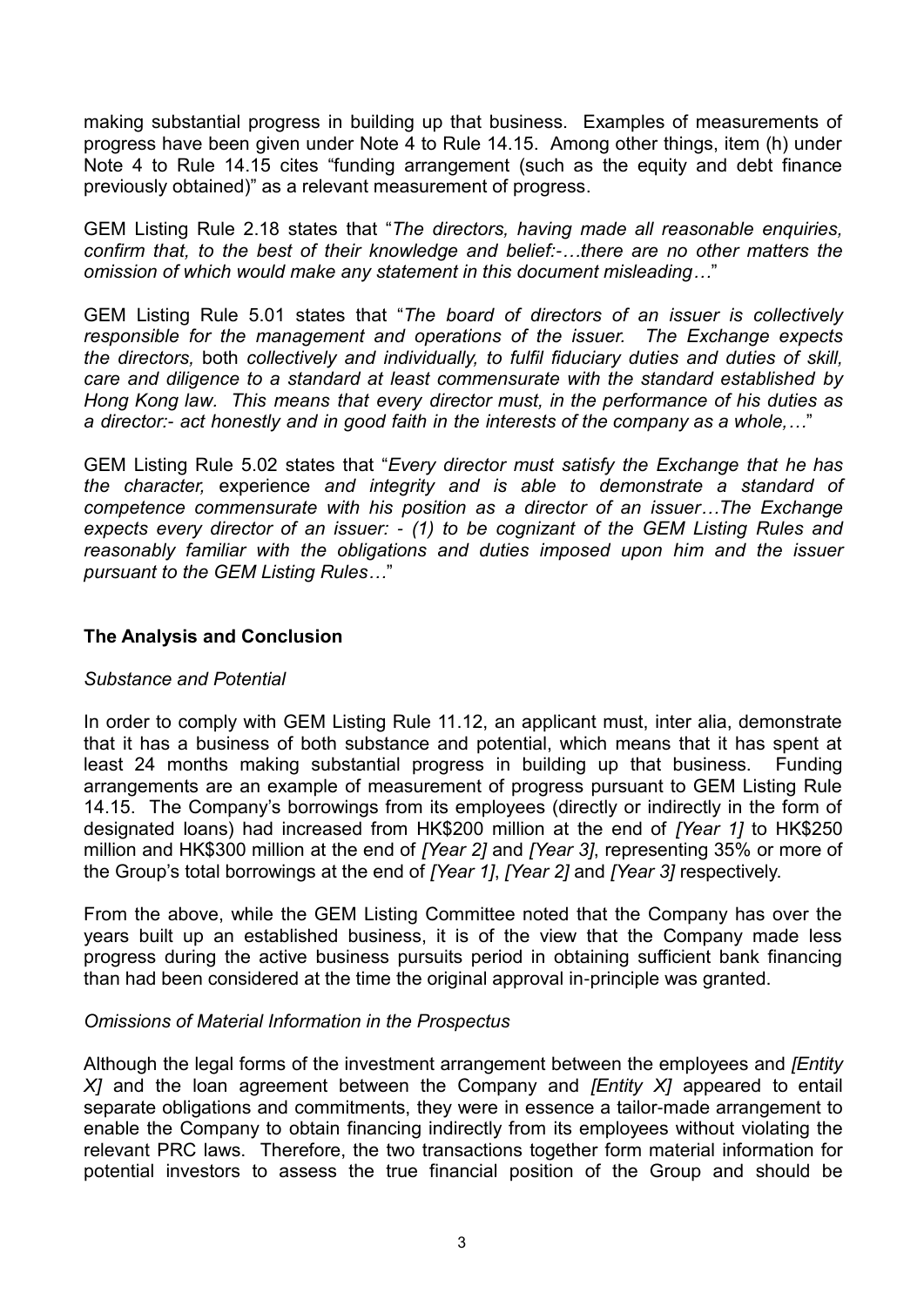making substantial progress in building up that business. Examples of measurements of progress have been given under Note 4 to Rule 14.15. Among other things, item (h) under Note 4 to Rule 14.15 cites "funding arrangement (such as the equity and debt finance previously obtained)" as a relevant measurement of progress.

GEM Listing Rule 2.18 states that "*The directors, having made all reasonable enquiries, confirm that, to the best of their knowledge and belief:-…there are no other matters the omission of which would make any statement in this document misleading…*"

GEM Listing Rule 5.01 states that "*The board of directors of an issuer is collectively responsible for the management and operations of the issuer. The Exchange expects the directors,* both *collectively and individually, to fulfil fiduciary duties and duties of skill, care and diligence to a standard at least commensurate with the standard established by Hong Kong law. This means that every director must, in the performance of his duties as a director:- act honestly and in good faith in the interests of the company as a whole,…*"

GEM Listing Rule 5.02 states that "*Every director must satisfy the Exchange that he has the character,* experience *and integrity and is able to demonstrate a standard of competence commensurate with his position as a director of an issuer…The Exchange expects every director of an issuer: - (1) to be cognizant of the GEM Listing Rules and reasonably familiar with the obligations and duties imposed upon him and the issuer pursuant to the GEM Listing Rules…*"

**The Analysis and Conclusion**

*Substance and Potential*

In order to comply with GEM Listing Rule 11.12, an applicant must, inter alia, demonstrate that it has a business of both substance and potential, which means that it has spent at least 24 months making substantial progress in building up that business. Funding arrangements are an example of measurement of progress pursuant to GEM Listing Rule 14.15. The Company's borrowings from its employees (directly or indirectly in the form of designated loans) had increased from HK$200 million at the end of *[Year 1]* to HK$250 million and HK$300 million at the end of *[Year 2]* and *[Year 3]*, representing 35% or more of the Group's total borrowings at the end of *[Year 1]*, *[Year 2]* and *[Year 3]* respectively.

From the above, while the GEM Listing Committee noted that the Company has over the years built up an established business, it is of the view that the Company made less progress during the active business pursuits period in obtaining sufficient bank financing than had been considered at the time the original approval in-principle was granted.

*Omissions of Material Information in the Prospectus*

Although the legal forms of the investment arrangement between the employees and *[Entity X]* and the loan agreement between the Company and *[Entity X]* appeared to entail separate obligations and commitments, they were in essence a tailor-made arrangement to enable the Company to obtain financing indirectly from its employees without violating the relevant PRC laws. Therefore, the two transactions together form material information for potential investors to assess the true financial position of the Group and should be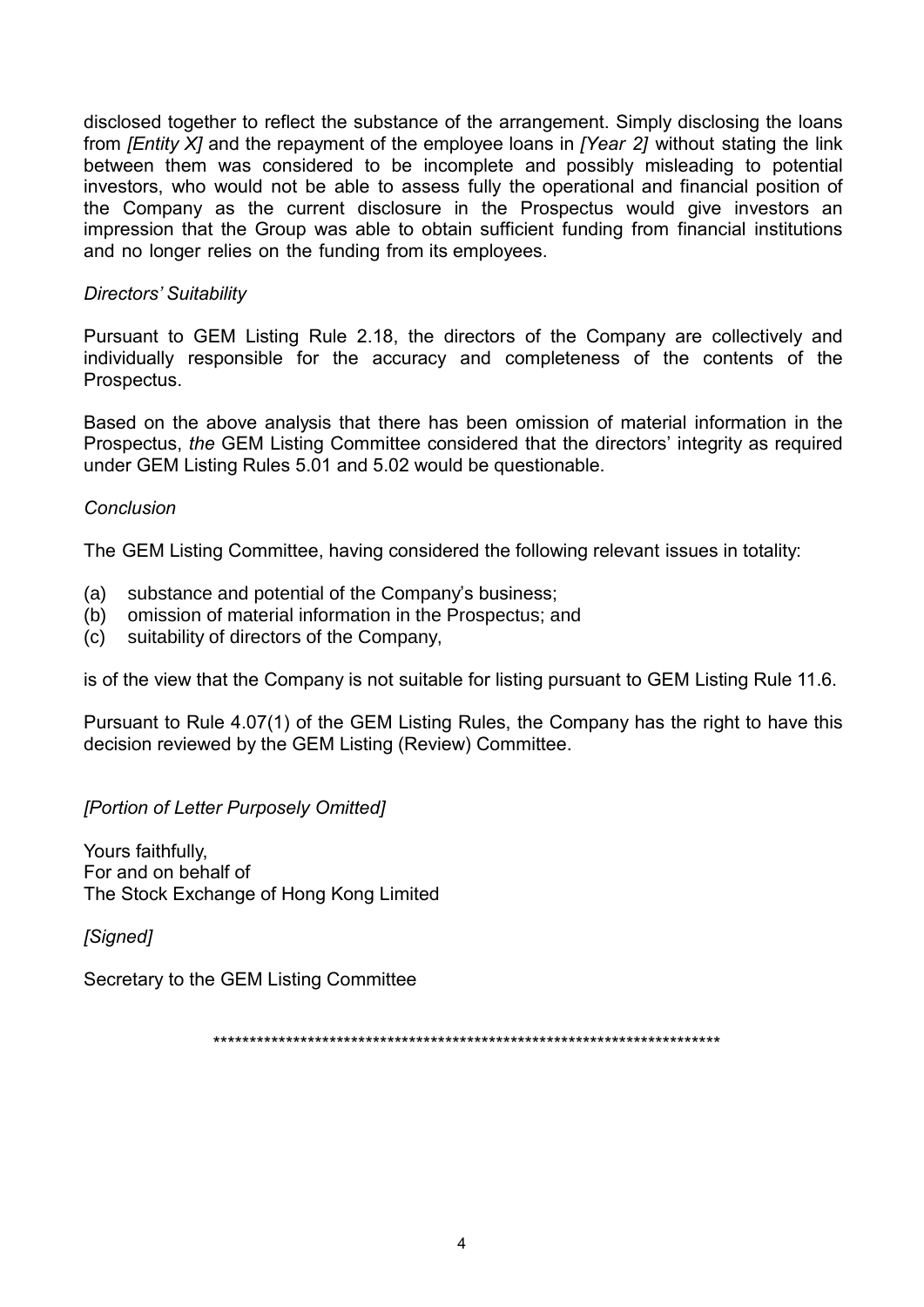disclosed together to reflect the substance of the arrangement. Simply disclosing the loans from *[Entity X]* and the repayment of the employee loans in *[Year 2]* without stating the link between them was considered to be incomplete and possibly misleading to potential investors, who would not be able to assess fully the operational and financial position of the Company as the current disclosure in the Prospectus would give investors an impression that the Group was able to obtain sufficient funding from financial institutions and no longer relies on the funding from its employees.

*Directors' Suitability*

Pursuant to GEM Listing Rule 2.18, the directors of the Company are collectively and individually responsible for the accuracy and completeness of the contents of the Prospectus.

Based on the above analysis that there has been omission of material information in the Prospectus, *the* GEM Listing Committee considered that the directors' integrity as required under GEM Listing Rules 5.01 and 5.02 would be questionable.

*Conclusion*

The GEM Listing Committee, having considered the following relevant issues in totality:

(a) substance and potential of the Company's business;
(b) omission of material information in the Prospectus; and
(c) suitability of directors of the Company,

is of the view that the Company is not suitable for listing pursuant to GEM Listing Rule 11.6.

Pursuant to Rule 4.07(1) of the GEM Listing Rules, the Company has the right to have this decision reviewed by the GEM Listing (Review) Committee.

*[Portion of Letter Purposely Omitted]*

Yours faithfully,
For and on behalf of
The Stock Exchange of Hong Kong Limited

*[Signed]*

Secretary to the GEM Listing Committee

\*\*\*\*\*\*\*\*\*\*\*\*\*\*\*\*\*\*\*\*\*\*\*\*\*\*\*\*\*\*\*\*\*\*\*\*\*\*\*\*\*\*\*\*\*\*\*\*\*\*\*\*\*\*\*\*\*\*\*\*\*\*\*\*\*\*\*\*\*\*\*\*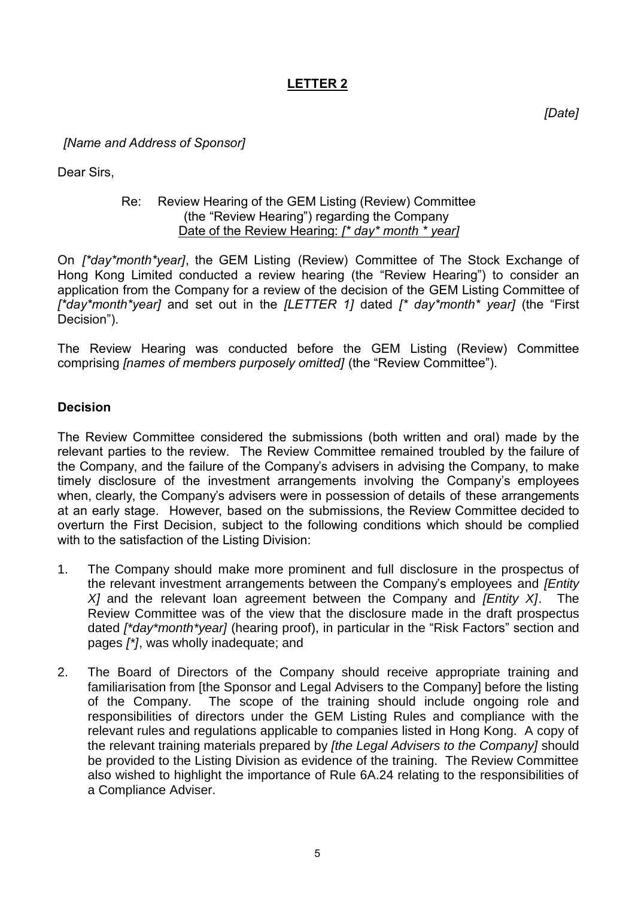## **LETTER 2**

*[Date]*

*[Name and Address of Sponsor]*

Dear Sirs,

Re: Review Hearing of the GEM Listing (Review) Committee (the "Review Hearing") regarding the Company
<u>Date of the Review Hearing: *[* day* month * year]*</u>

On *[*day*month*year]*, the GEM Listing (Review) Committee of The Stock Exchange of Hong Kong Limited conducted a review hearing (the "Review Hearing") to consider an application from the Company for a review of the decision of the GEM Listing Committee of *[*day*month*year]* and set out in the *[LETTER 1]* dated *[* day*month* year]* (the "First Decision").

The Review Hearing was conducted before the GEM Listing (Review) Committee comprising *[names of members purposely omitted]* (the "Review Committee").

### **Decision**

The Review Committee considered the submissions (both written and oral) made by the relevant parties to the review. The Review Committee remained troubled by the failure of the Company, and the failure of the Company's advisers in advising the Company, to make timely disclosure of the investment arrangements involving the Company's employees when, clearly, the Company's advisers were in possession of details of these arrangements at an early stage. However, based on the submissions, the Review Committee decided to overturn the First Decision, subject to the following conditions which should be complied with to the satisfaction of the Listing Division:

1. The Company should make more prominent and full disclosure in the prospectus of the relevant investment arrangements between the Company's employees and *[Entity X]* and the relevant loan agreement between the Company and *[Entity X]*. The Review Committee was of the view that the disclosure made in the draft prospectus dated *[*day*month*year]* (hearing proof), in particular in the "Risk Factors" section and pages *[*]*, was wholly inadequate; and

2. The Board of Directors of the Company should receive appropriate training and familiarisation from [the Sponsor and Legal Advisers to the Company] before the listing of the Company. The scope of the training should include ongoing role and responsibilities of directors under the GEM Listing Rules and compliance with the relevant rules and regulations applicable to companies listed in Hong Kong. A copy of the relevant training materials prepared by *[the Legal Advisers to the Company]* should be provided to the Listing Division as evidence of the training. The Review Committee also wished to highlight the importance of Rule 6A.24 relating to the responsibilities of a Compliance Adviser.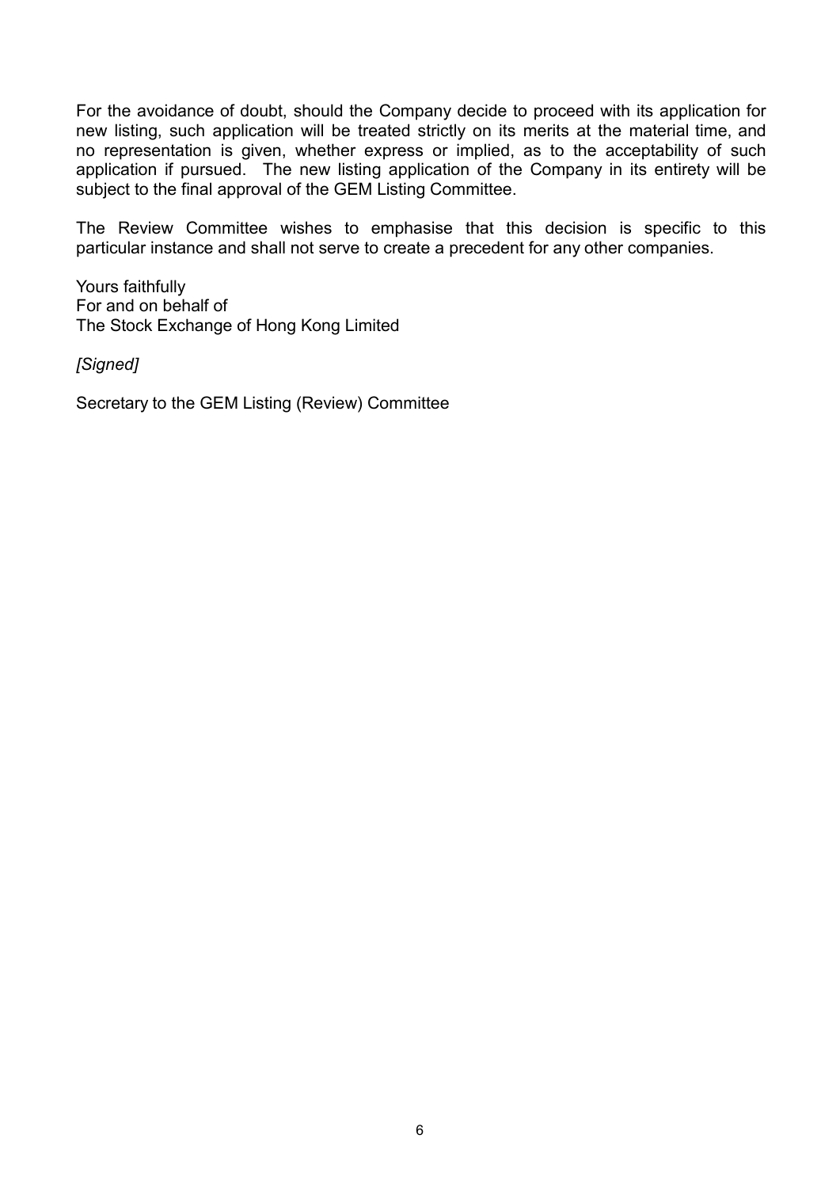For the avoidance of doubt, should the Company decide to proceed with its application for new listing, such application will be treated strictly on its merits at the material time, and no representation is given, whether express or implied, as to the acceptability of such application if pursued. The new listing application of the Company in its entirety will be subject to the final approval of the GEM Listing Committee.

The Review Committee wishes to emphasise that this decision is specific to this particular instance and shall not serve to create a precedent for any other companies.

Yours faithfully
For and on behalf of
The Stock Exchange of Hong Kong Limited

*[Signed]*

Secretary to the GEM Listing (Review) Committee